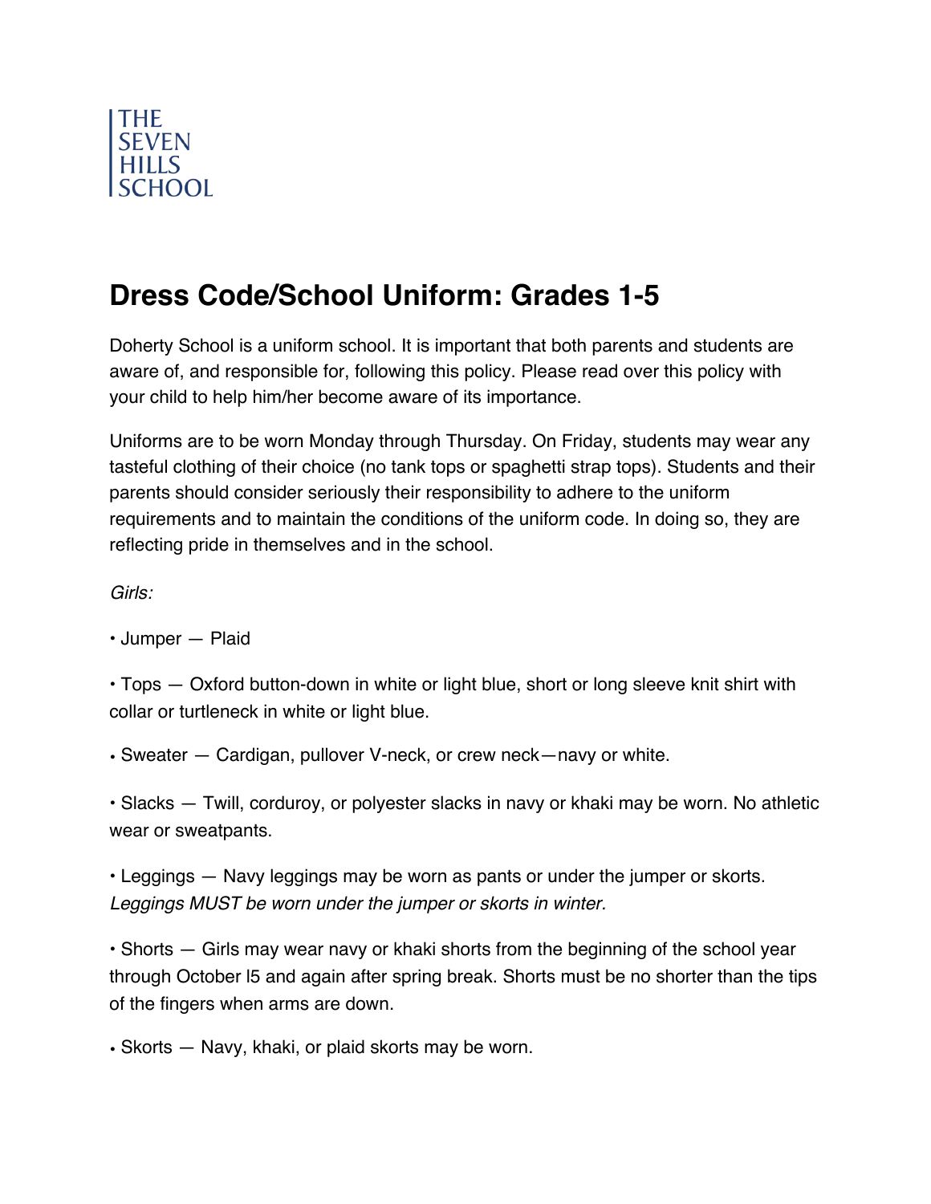THE SEVEN HILLS SCHOOL

# Dress Code/School Uniform: Grades 1-5

Doherty School is a uniform school. It is important that both parents and students are aware of, and responsible for, following this policy. Please read over this policy with your child to help him/her become aware of its importance.

Uniforms are to be worn Monday through Thursday. On Friday, students may wear any tasteful clothing of their choice (no tank tops or spaghetti strap tops). Students and their parents should consider seriously their responsibility to adhere to the uniform requirements and to maintain the conditions of the uniform code. In doing so, they are reflecting pride in themselves and in the school.

*Girls:*

• Jumper — Plaid

• Tops — Oxford button-down in white or light blue, short or long sleeve knit shirt with collar or turtleneck in white or light blue.

• Sweater — Cardigan, pullover V-neck, or crew neck—navy or white.

• Slacks — Twill, corduroy, or polyester slacks in navy or khaki may be worn. No athletic wear or sweatpants.

• Leggings — Navy leggings may be worn as pants or under the jumper or skorts. *Leggings MUST be worn under the jumper or skorts in winter.*

• Shorts — Girls may wear navy or khaki shorts from the beginning of the school year through October l5 and again after spring break. Shorts must be no shorter than the tips of the fingers when arms are down.

• Skorts — Navy, khaki, or plaid skorts may be worn.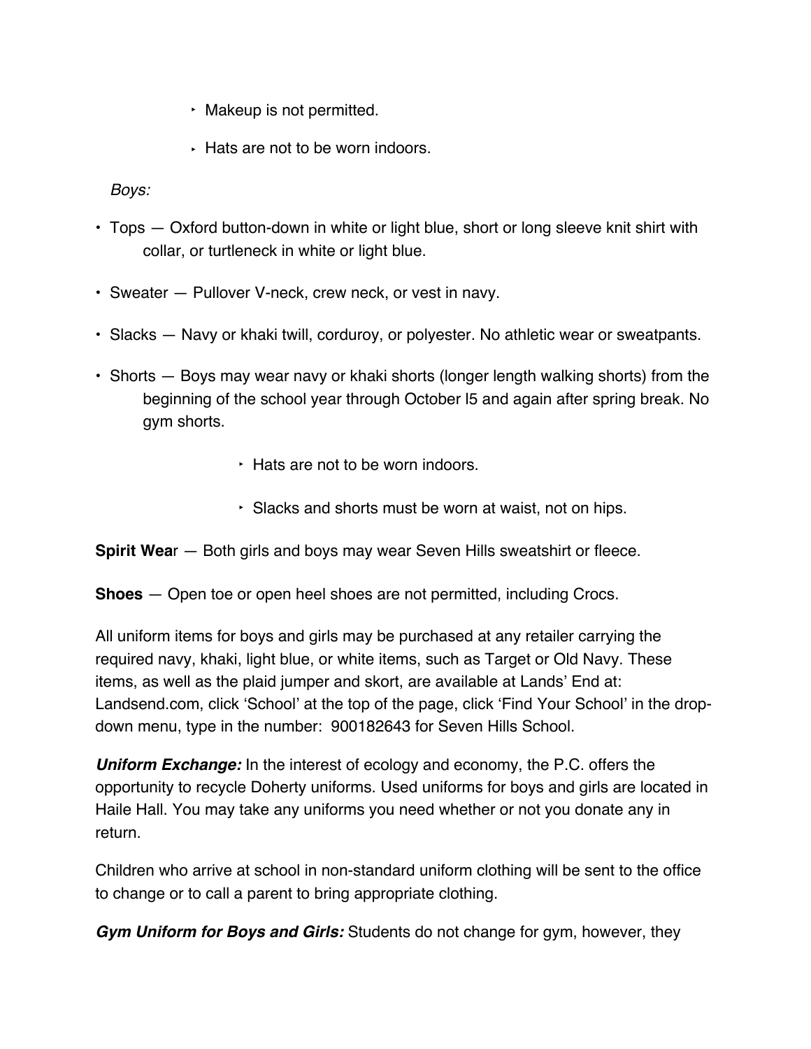- Makeup is not permitted.
- Hats are not to be worn indoors.

*Boys:*

- Tops — Oxford button-down in white or light blue, short or long sleeve knit shirt with collar, or turtleneck in white or light blue.
- Sweater — Pullover V-neck, crew neck, or vest in navy.
- Slacks — Navy or khaki twill, corduroy, or polyester. No athletic wear or sweatpants.
- Shorts — Boys may wear navy or khaki shorts (longer length walking shorts) from the beginning of the school year through October l5 and again after spring break. No gym shorts.
    - Hats are not to be worn indoors.
    - Slacks and shorts must be worn at waist, not on hips.

**Spirit Wea**r — Both girls and boys may wear Seven Hills sweatshirt or fleece.

**Shoes** — Open toe or open heel shoes are not permitted, including Crocs*.*

All uniform items for boys and girls may be purchased at any retailer carrying the required navy, khaki, light blue, or white items, such as Target or Old Navy. These items, as well as the plaid jumper and skort, are available at Lands' End at: Landsend.com, click 'School' at the top of the page, click 'Find Your School' in the drop-down menu, type in the number: 900182643 for Seven Hills School.

***Uniform Exchange:*** In the interest of ecology and economy, the P.C. offers the opportunity to recycle Doherty uniforms. Used uniforms for boys and girls are located in Haile Hall. You may take any uniforms you need whether or not you donate any in return.

Children who arrive at school in non-standard uniform clothing will be sent to the office to change or to call a parent to bring appropriate clothing.

***Gym Uniform for Boys and Girls:*** Students do not change for gym, however, they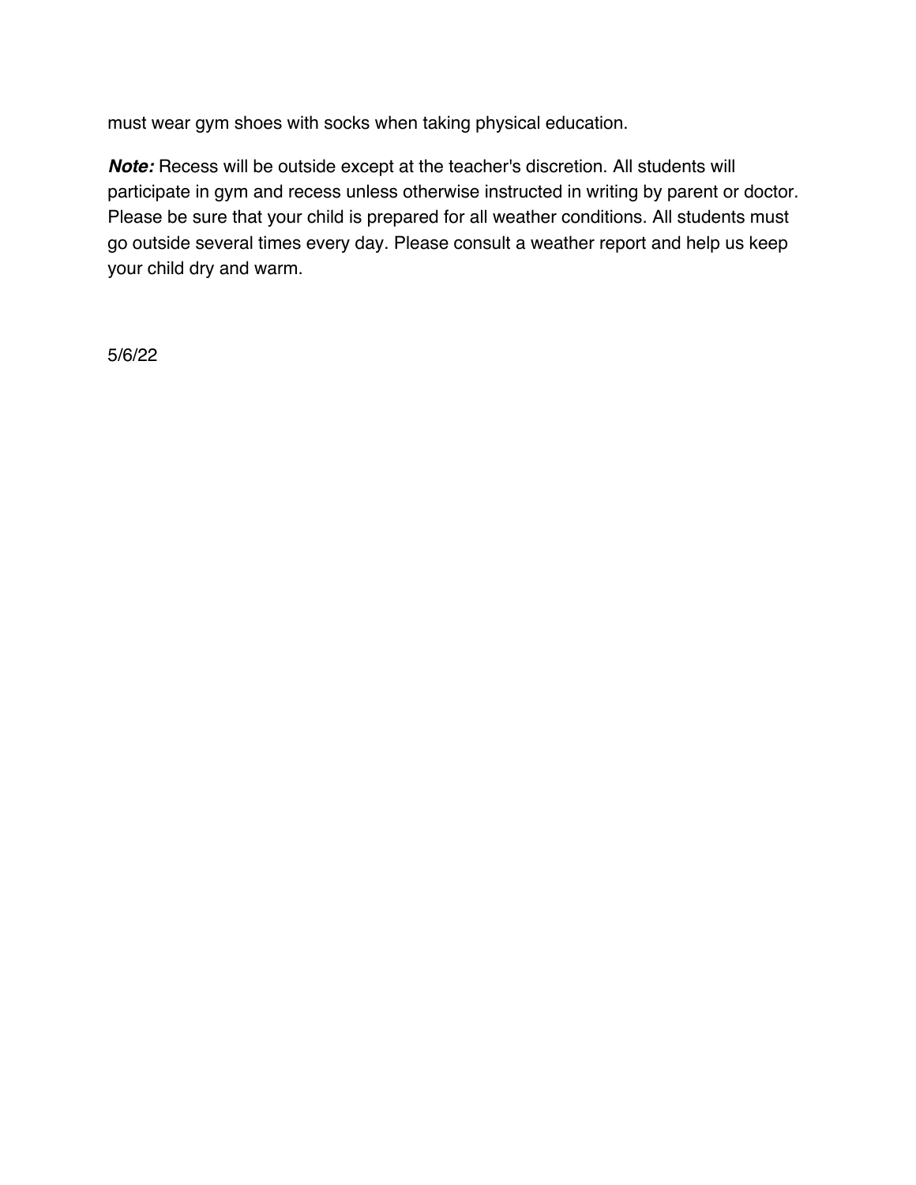must wear gym shoes with socks when taking physical education.

***Note:*** Recess will be outside except at the teacher's discretion. All students will participate in gym and recess unless otherwise instructed in writing by parent or doctor. Please be sure that your child is prepared for all weather conditions. All students must go outside several times every day. Please consult a weather report and help us keep your child dry and warm.

5/6/22